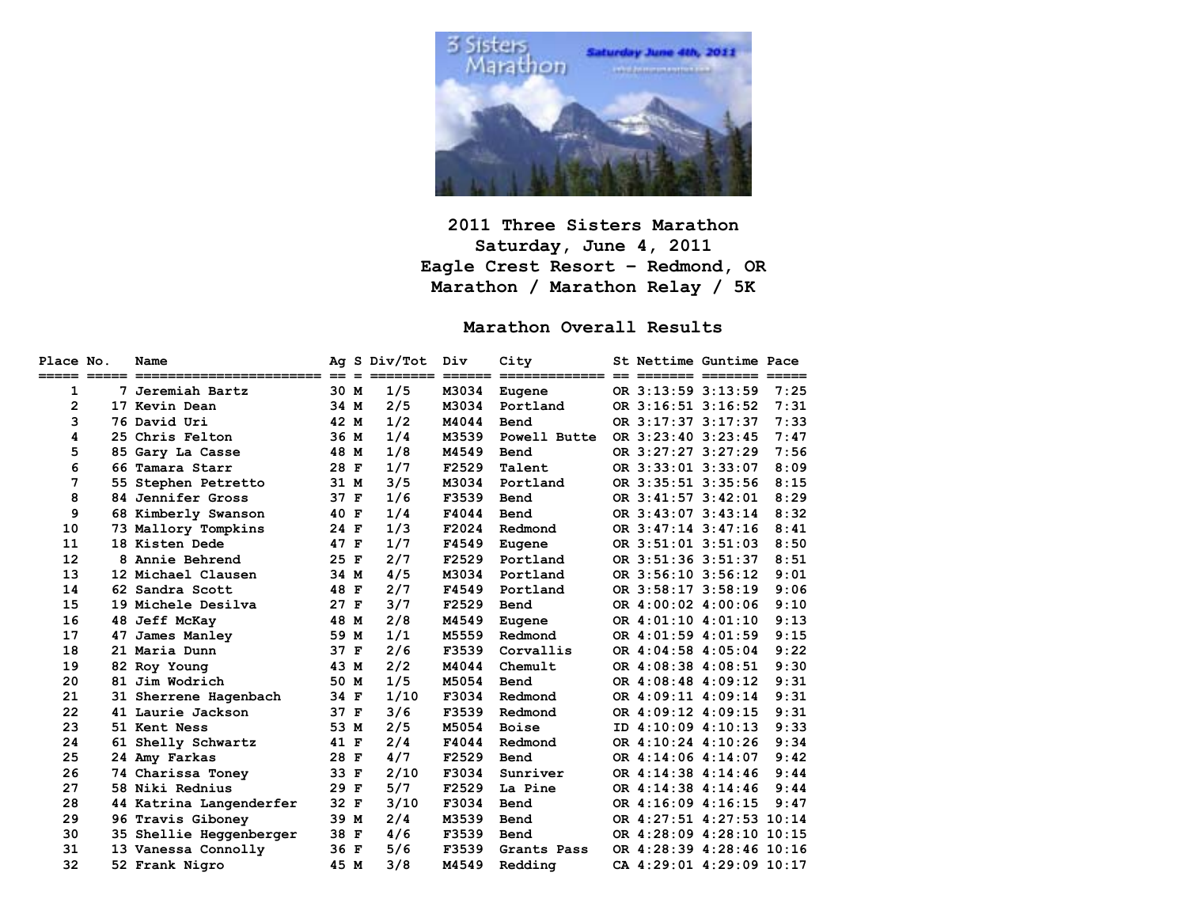# 2011 Three Sisters Marathon

## Saturday, June 4, 2011

## Eagle Crest Resort – Redmond, OR

## Marathon / Marathon Relay / 5K

## Marathon Overall Results

| Place | No. | Name | Ag | S | Div/Tot | Div | City | St | Nettime | Guntime | Pace |
|---|---|---|---|---|---|---|---|---|---|---|---|
| 1 | 7 | Jeremiah Bartz | 30 | M | 1/5 | M3034 | Eugene | OR | 3:13:59 | 3:13:59 | 7:25 |
| 2 | 17 | Kevin Dean | 34 | M | 2/5 | M3034 | Portland | OR | 3:16:51 | 3:16:52 | 7:31 |
| 3 | 76 | David Uri | 42 | M | 1/2 | M4044 | Bend | OR | 3:17:37 | 3:17:37 | 7:33 |
| 4 | 25 | Chris Felton | 36 | M | 1/4 | M3539 | Powell Butte | OR | 3:23:40 | 3:23:45 | 7:47 |
| 5 | 85 | Gary La Casse | 48 | M | 1/8 | M4549 | Bend | OR | 3:27:27 | 3:27:29 | 7:56 |
| 6 | 66 | Tamara Starr | 28 | F | 1/7 | F2529 | Talent | OR | 3:33:01 | 3:33:07 | 8:09 |
| 7 | 55 | Stephen Petretto | 31 | M | 3/5 | M3034 | Portland | OR | 3:35:51 | 3:35:56 | 8:15 |
| 8 | 84 | Jennifer Gross | 37 | F | 1/6 | F3539 | Bend | OR | 3:41:57 | 3:42:01 | 8:29 |
| 9 | 68 | Kimberly Swanson | 40 | F | 1/4 | F4044 | Bend | OR | 3:43:07 | 3:43:14 | 8:32 |
| 10 | 73 | Mallory Tompkins | 24 | F | 1/3 | F2024 | Redmond | OR | 3:47:14 | 3:47:16 | 8:41 |
| 11 | 18 | Kisten Dede | 47 | F | 1/7 | F4549 | Eugene | OR | 3:51:01 | 3:51:03 | 8:50 |
| 12 | 8 | Annie Behrend | 25 | F | 2/7 | F2529 | Portland | OR | 3:51:36 | 3:51:37 | 8:51 |
| 13 | 12 | Michael Clausen | 34 | M | 4/5 | M3034 | Portland | OR | 3:56:10 | 3:56:12 | 9:01 |
| 14 | 62 | Sandra Scott | 48 | F | 2/7 | F4549 | Portland | OR | 3:58:17 | 3:58:19 | 9:06 |
| 15 | 19 | Michele Desilva | 27 | F | 3/7 | F2529 | Bend | OR | 4:00:02 | 4:00:06 | 9:10 |
| 16 | 48 | Jeff McKay | 48 | M | 2/8 | M4549 | Eugene | OR | 4:01:10 | 4:01:10 | 9:13 |
| 17 | 47 | James Manley | 59 | M | 1/1 | M5559 | Redmond | OR | 4:01:59 | 4:01:59 | 9:15 |
| 18 | 21 | Maria Dunn | 37 | F | 2/6 | F3539 | Corvallis | OR | 4:04:58 | 4:05:04 | 9:22 |
| 19 | 82 | Roy Young | 43 | M | 2/2 | M4044 | Chemult | OR | 4:08:38 | 4:08:51 | 9:30 |
| 20 | 81 | Jim Wodrich | 50 | M | 1/5 | M5054 | Bend | OR | 4:08:48 | 4:09:12 | 9:31 |
| 21 | 31 | Sherrene Hagenbach | 34 | F | 1/10 | F3034 | Redmond | OR | 4:09:11 | 4:09:14 | 9:31 |
| 22 | 41 | Laurie Jackson | 37 | F | 3/6 | F3539 | Redmond | OR | 4:09:12 | 4:09:15 | 9:31 |
| 23 | 51 | Kent Ness | 53 | M | 2/5 | M5054 | Boise | ID | 4:10:09 | 4:10:13 | 9:33 |
| 24 | 61 | Shelly Schwartz | 41 | F | 2/4 | F4044 | Redmond | OR | 4:10:24 | 4:10:26 | 9:34 |
| 25 | 24 | Amy Farkas | 28 | F | 4/7 | F2529 | Bend | OR | 4:14:06 | 4:14:07 | 9:42 |
| 26 | 74 | Charissa Toney | 33 | F | 2/10 | F3034 | Sunriver | OR | 4:14:38 | 4:14:46 | 9:44 |
| 27 | 58 | Niki Rednius | 29 | F | 5/7 | F2529 | La Pine | OR | 4:14:38 | 4:14:46 | 9:44 |
| 28 | 44 | Katrina Langenderfer | 32 | F | 3/10 | F3034 | Bend | OR | 4:16:09 | 4:16:15 | 9:47 |
| 29 | 96 | Travis Giboney | 39 | M | 2/4 | M3539 | Bend | OR | 4:27:51 | 4:27:53 | 10:14 |
| 30 | 35 | Shellie Heggenberger | 38 | F | 4/6 | F3539 | Bend | OR | 4:28:09 | 4:28:10 | 10:15 |
| 31 | 13 | Vanessa Connolly | 36 | F | 5/6 | F3539 | Grants Pass | OR | 4:28:39 | 4:28:46 | 10:16 |
| 32 | 52 | Frank Nigro | 45 | M | 3/8 | M4549 | Redding | CA | 4:29:01 | 4:29:09 | 10:17 |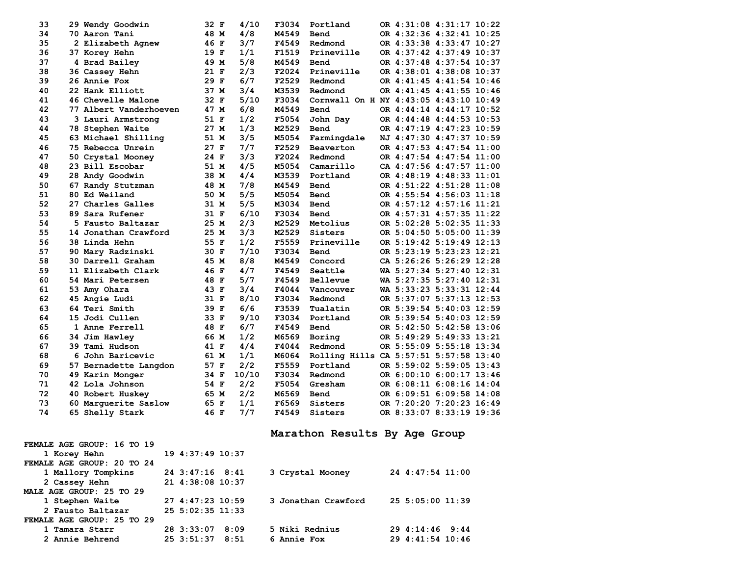| | | | | | | | | | | | |
|---|---|---|---|---|---|---|---|---|---|---|---|
| 33 | 29 | Wendy Goodwin | 32 | F | 4/10 | F3034 | Portland | OR | 4:31:08 | 4:31:17 | 10:22 |
| 34 | 70 | Aaron Tani | 48 | M | 4/8 | M4549 | Bend | OR | 4:32:36 | 4:32:41 | 10:25 |
| 35 | 2 | Elizabeth Agnew | 46 | F | 3/7 | F4549 | Redmond | OR | 4:33:38 | 4:33:47 | 10:27 |
| 36 | 37 | Korey Hehn | 19 | F | 1/1 | F1519 | Prineville | OR | 4:37:42 | 4:37:49 | 10:37 |
| 37 | 4 | Brad Bailey | 49 | M | 5/8 | M4549 | Bend | OR | 4:37:48 | 4:37:54 | 10:37 |
| 38 | 36 | Cassey Hehn | 21 | F | 2/3 | F2024 | Prineville | OR | 4:38:01 | 4:38:08 | 10:37 |
| 39 | 26 | Annie Fox | 29 | F | 6/7 | F2529 | Redmond | OR | 4:41:45 | 4:41:54 | 10:46 |
| 40 | 22 | Hank Elliott | 37 | M | 3/4 | M3539 | Redmond | OR | 4:41:45 | 4:41:55 | 10:46 |
| 41 | 46 | Chevelle Malone | 32 | F | 5/10 | F3034 | Cornwall On H | NY | 4:43:05 | 4:43:10 | 10:49 |
| 42 | 77 | Albert Vanderhoeven | 47 | M | 6/8 | M4549 | Bend | OR | 4:44:14 | 4:44:17 | 10:52 |
| 43 | 3 | Lauri Armstrong | 51 | F | 1/2 | F5054 | John Day | OR | 4:44:48 | 4:44:53 | 10:53 |
| 44 | 78 | Stephen Waite | 27 | M | 1/3 | M2529 | Bend | OR | 4:47:19 | 4:47:23 | 10:59 |
| 45 | 63 | Michael Shilling | 51 | M | 3/5 | M5054 | Farmingdale | NJ | 4:47:30 | 4:47:37 | 10:59 |
| 46 | 75 | Rebecca Unrein | 27 | F | 7/7 | F2529 | Beaverton | OR | 4:47:53 | 4:47:54 | 11:00 |
| 47 | 50 | Crystal Mooney | 24 | F | 3/3 | F2024 | Redmond | OR | 4:47:54 | 4:47:54 | 11:00 |
| 48 | 23 | Bill Escobar | 51 | M | 4/5 | M5054 | Camarillo | CA | 4:47:56 | 4:47:57 | 11:00 |
| 49 | 28 | Andy Goodwin | 38 | M | 4/4 | M3539 | Portland | OR | 4:48:19 | 4:48:33 | 11:01 |
| 50 | 67 | Randy Stutzman | 48 | M | 7/8 | M4549 | Bend | OR | 4:51:22 | 4:51:28 | 11:08 |
| 51 | 80 | Ed Weiland | 50 | M | 5/5 | M5054 | Bend | OR | 4:55:54 | 4:56:03 | 11:18 |
| 52 | 27 | Charles Galles | 31 | M | 5/5 | M3034 | Bend | OR | 4:57:12 | 4:57:16 | 11:21 |
| 53 | 89 | Sara Rufener | 31 | F | 6/10 | F3034 | Bend | OR | 4:57:31 | 4:57:35 | 11:22 |
| 54 | 5 | Fausto Baltazar | 25 | M | 2/3 | M2529 | Metolius | OR | 5:02:28 | 5:02:35 | 11:33 |
| 55 | 14 | Jonathan Crawford | 25 | M | 3/3 | M2529 | Sisters | OR | 5:04:50 | 5:05:00 | 11:39 |
| 56 | 38 | Linda Hehn | 55 | F | 1/2 | F5559 | Prineville | OR | 5:19:42 | 5:19:49 | 12:13 |
| 57 | 90 | Mary Radzinski | 30 | F | 7/10 | F3034 | Bend | OR | 5:23:19 | 5:23:23 | 12:21 |
| 58 | 30 | Darrell Graham | 45 | M | 8/8 | M4549 | Concord | CA | 5:26:26 | 5:26:29 | 12:28 |
| 59 | 11 | Elizabeth Clark | 46 | F | 4/7 | F4549 | Seattle | WA | 5:27:34 | 5:27:40 | 12:31 |
| 60 | 54 | Mari Petersen | 48 | F | 5/7 | F4549 | Bellevue | WA | 5:27:35 | 5:27:40 | 12:31 |
| 61 | 53 | Amy Ohara | 43 | F | 3/4 | F4044 | Vancouver | WA | 5:33:23 | 5:33:31 | 12:44 |
| 62 | 45 | Angie Ludi | 31 | F | 8/10 | F3034 | Redmond | OR | 5:37:07 | 5:37:13 | 12:53 |
| 63 | 64 | Teri Smith | 39 | F | 6/6 | F3539 | Tualatin | OR | 5:39:54 | 5:40:03 | 12:59 |
| 64 | 15 | Jodi Cullen | 33 | F | 9/10 | F3034 | Portland | OR | 5:39:54 | 5:40:03 | 12:59 |
| 65 | 1 | Anne Ferrell | 48 | F | 6/7 | F4549 | Bend | OR | 5:42:50 | 5:42:58 | 13:06 |
| 66 | 34 | Jim Hawley | 66 | M | 1/2 | M6569 | Boring | OR | 5:49:29 | 5:49:33 | 13:21 |
| 67 | 39 | Tami Hudson | 41 | F | 4/4 | F4044 | Redmond | OR | 5:55:09 | 5:55:18 | 13:34 |
| 68 | 6 | John Baricevic | 61 | M | 1/1 | M6064 | Rolling Hills | CA | 5:57:51 | 5:57:58 | 13:40 |
| 69 | 57 | Bernadette Langdon | 57 | F | 2/2 | F5559 | Portland | OR | 5:59:02 | 5:59:05 | 13:43 |
| 70 | 49 | Karin Monger | 34 | F | 10/10 | F3034 | Redmond | OR | 6:00:10 | 6:00:17 | 13:46 |
| 71 | 42 | Lola Johnson | 54 | F | 2/2 | F5054 | Gresham | OR | 6:08:11 | 6:08:16 | 14:04 |
| 72 | 40 | Robert Huskey | 65 | M | 2/2 | M6569 | Bend | OR | 6:09:51 | 6:09:58 | 14:08 |
| 73 | 60 | Marguerite Saslow | 65 | F | 1/1 | F6569 | Sisters | OR | 7:20:20 | 7:20:23 | 16:49 |
| 74 | 65 | Shelly Stark | 46 | F | 7/7 | F4549 | Sisters | OR | 8:33:07 | 8:33:19 | 19:36 |

## Marathon Results By Age Group

**FEMALE AGE GROUP: 16 TO 19**

| Place | Name | Age | Time | Pace |
|---|---|---|---|---|
| 1 | Korey Hehn | 19 | 4:37:49 | 10:37 |

**FEMALE AGE GROUP: 20 TO 24**

| Place | Name | Age | Time | Pace |
|---|---|---|---|---|
| 1 | Mallory Tompkins | 24 | 3:47:16 | 8:41 |
| 2 | Cassey Hehn | 21 | 4:38:08 | 10:37 |
| 3 | Crystal Mooney | 24 | 4:47:54 | 11:00 |

**MALE AGE GROUP: 25 TO 29**

| Place | Name | Age | Time | Pace |
|---|---|---|---|---|
| 1 | Stephen Waite | 27 | 4:47:23 | 10:59 |
| 2 | Fausto Baltazar | 25 | 5:02:35 | 11:33 |
| 3 | Jonathan Crawford | 25 | 5:05:00 | 11:39 |

**FEMALE AGE GROUP: 25 TO 29**

| Place | Name | Age | Time | Pace |
|---|---|---|---|---|
| 1 | Tamara Starr | 28 | 3:33:07 | 8:09 |
| 2 | Annie Behrend | 25 | 3:51:37 | 8:51 |
| 5 | Niki Rednius | 29 | 4:14:46 | 9:44 |
| 6 | Annie Fox | 29 | 4:41:54 | 10:46 |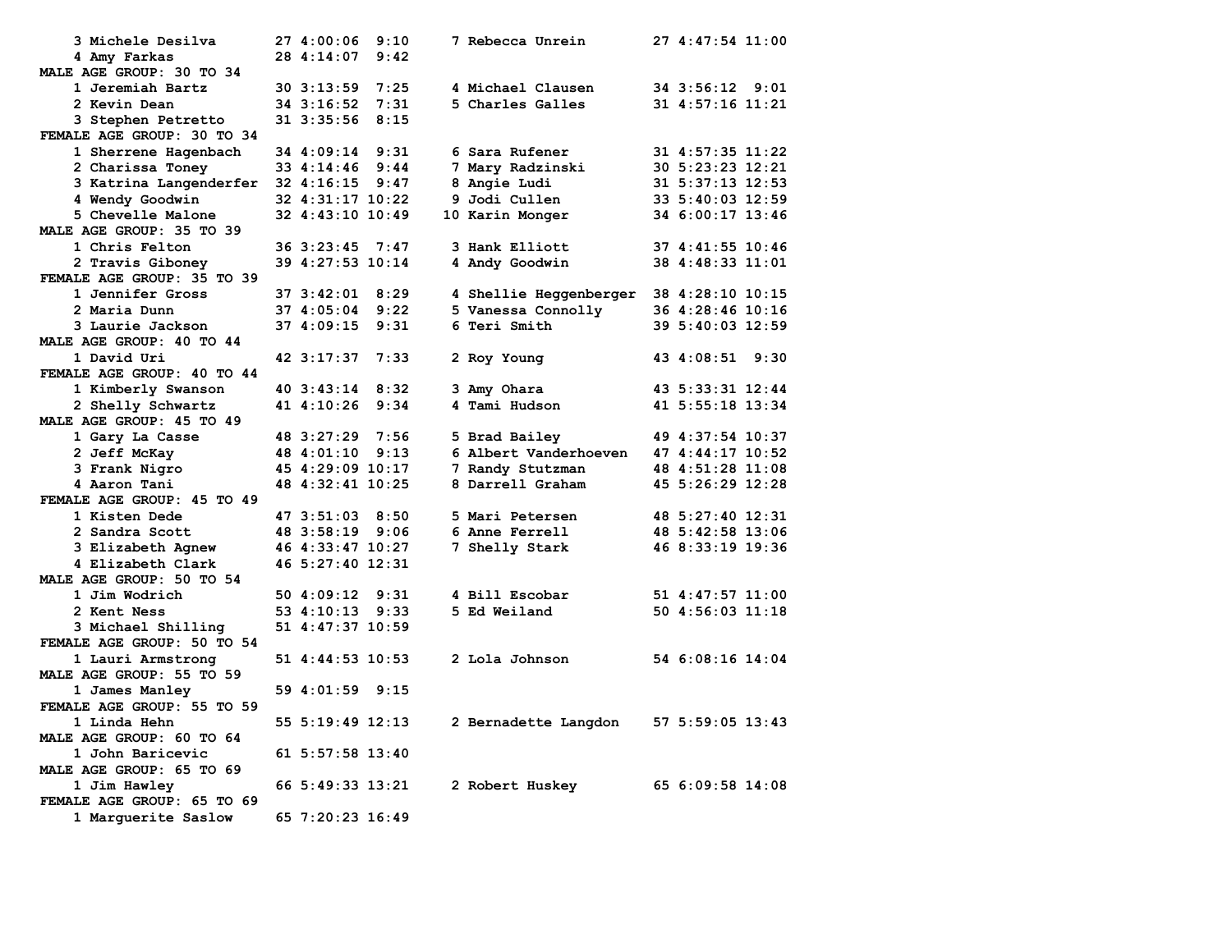```
    3 Michele Desilva       27 4:00:06  9:10     7 Rebecca Unrein        27 4:47:54 11:00
    4 Amy Farkas            28 4:14:07  9:42
MALE AGE GROUP: 30 TO 34
    1 Jeremiah Bartz        30 3:13:59  7:25     4 Michael Clausen       34 3:56:12  9:01
    2 Kevin Dean            34 3:16:52  7:31     5 Charles Galles        31 4:57:16 11:21
    3 Stephen Petretto      31 3:35:56  8:15
FEMALE AGE GROUP: 30 TO 34
    1 Sherrene Hagenbach    34 4:09:14  9:31     6 Sara Rufener          31 4:57:35 11:22
    2 Charissa Toney        33 4:14:46  9:44     7 Mary Radzinski        30 5:23:23 12:21
    3 Katrina Langenderfer  32 4:16:15  9:47     8 Angie Ludi            31 5:37:13 12:53
    4 Wendy Goodwin         32 4:31:17 10:22     9 Jodi Cullen           33 5:40:03 12:59
    5 Chevelle Malone       32 4:43:10 10:49    10 Karin Monger          34 6:00:17 13:46
MALE AGE GROUP: 35 TO 39
    1 Chris Felton          36 3:23:45  7:47     3 Hank Elliott          37 4:41:55 10:46
    2 Travis Giboney        39 4:27:53 10:14     4 Andy Goodwin          38 4:48:33 11:01
FEMALE AGE GROUP: 35 TO 39
    1 Jennifer Gross        37 3:42:01  8:29     4 Shellie Heggenberger  38 4:28:10 10:15
    2 Maria Dunn            37 4:05:04  9:22     5 Vanessa Connolly      36 4:28:46 10:16
    3 Laurie Jackson        37 4:09:15  9:31     6 Teri Smith            39 5:40:03 12:59
MALE AGE GROUP: 40 TO 44
    1 David Uri             42 3:17:37  7:33     2 Roy Young             43 4:08:51  9:30
FEMALE AGE GROUP: 40 TO 44
    1 Kimberly Swanson      40 3:43:14  8:32     3 Amy Ohara             43 5:33:31 12:44
    2 Shelly Schwartz       41 4:10:26  9:34     4 Tami Hudson           41 5:55:18 13:34
MALE AGE GROUP: 45 TO 49
    1 Gary La Casse         48 3:27:29  7:56     5 Brad Bailey           49 4:37:54 10:37
    2 Jeff McKay            48 4:01:10  9:13     6 Albert Vanderhoeven   47 4:44:17 10:52
    3 Frank Nigro           45 4:29:09 10:17     7 Randy Stutzman        48 4:51:28 11:08
    4 Aaron Tani            48 4:32:41 10:25     8 Darrell Graham        45 5:26:29 12:28
FEMALE AGE GROUP: 45 TO 49
    1 Kisten Dede           47 3:51:03  8:50     5 Mari Petersen         48 5:27:40 12:31
    2 Sandra Scott          48 3:58:19  9:06     6 Anne Ferrell          48 5:42:58 13:06
    3 Elizabeth Agnew       46 4:33:47 10:27     7 Shelly Stark          46 8:33:19 19:36
    4 Elizabeth Clark       46 5:27:40 12:31
MALE AGE GROUP: 50 TO 54
    1 Jim Wodrich           50 4:09:12  9:31     4 Bill Escobar          51 4:47:57 11:00
    2 Kent Ness             53 4:10:13  9:33     5 Ed Weiland            50 4:56:03 11:18
    3 Michael Shilling      51 4:47:37 10:59
FEMALE AGE GROUP: 50 TO 54
    1 Lauri Armstrong       51 4:44:53 10:53     2 Lola Johnson          54 6:08:16 14:04
MALE AGE GROUP: 55 TO 59
    1 James Manley          59 4:01:59  9:15
FEMALE AGE GROUP: 55 TO 59
    1 Linda Hehn            55 5:19:49 12:13     2 Bernadette Langdon    57 5:59:05 13:43
MALE AGE GROUP: 60 TO 64
    1 John Baricevic        61 5:57:58 13:40
MALE AGE GROUP: 65 TO 69
    1 Jim Hawley            66 5:49:33 13:21     2 Robert Huskey         65 6:09:58 14:08
FEMALE AGE GROUP: 65 TO 69
    1 Marguerite Saslow     65 7:20:23 16:49
```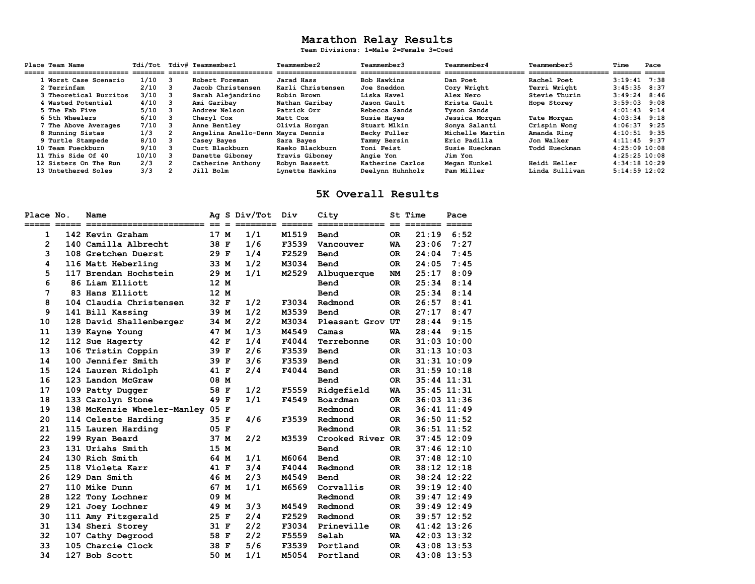# Marathon Relay Results

**Team Divisions: 1=Male 2=Female 3=Coed**

| Place | Team Name | Tdi/Tot | Tdiv# | Teammember1 | Teammember2 | Teammember3 | Teammember4 | Teammember5 | Time | Pace |
|---|---|---|---|---|---|---|---|---|---|---|
| 1 | Worst Case Scenario | 1/10 | 3 | Robert Foreman | Jarad Hass | Bob Hawkins | Dan Poet | Rachel Poet | 3:19:41 | 7:38 |
| 2 | Terrinfam | 2/10 | 3 | Jacob Christensen | Karli Christensen | Joe Sneddon | Cory Wright | Terri Wright | 3:45:35 | 8:37 |
| 3 | Theoretical Burritos | 3/10 | 3 | Sarah Alejandrino | Robin Brown | Liska Havel | Alex Nero | Stevie Thurin | 3:49:24 | 8:46 |
| 4 | Wasted Potential | 4/10 | 3 | Ami Garibay | Nathan Garibay | Jason Gault | Krista Gault | Hope Storey | 3:59:03 | 9:08 |
| 5 | The Fab Five | 5/10 | 3 | Andrew Nelson | Patrick Orr | Rebecca Sands | Tyson Sands | | 4:01:43 | 9:14 |
| 6 | 5th Wheelers | 6/10 | 3 | Cheryl Cox | Matt Cox | Susie Hayes | Jessica Morgan | Tate Morgan | 4:03:34 | 9:18 |
| 7 | The Above Averages | 7/10 | 3 | Anne Bentley | Olivia Horgan | Stuart Mlkin | Sonya Salanti | Crispin Wong | 4:06:37 | 9:25 |
| 8 | Running Sistas | 1/3 | 2 | Angelina Anello-Denn | Mayra Dennis | Becky Fuller | Michelle Martin | Amanda Ring | 4:10:51 | 9:35 |
| 9 | Turtle Stampede | 8/10 | 3 | Casey Bayes | Sara Bayes | Tammy Bersin | Eric Padilla | Jon Walker | 4:11:45 | 9:37 |
| 10 | Team Fueckburn | 9/10 | 3 | Curt Blackburn | Kaeko Blackburn | Toni Feist | Susie Hueckman | Todd Hueckman | 4:25:09 | 10:08 |
| 11 | This Side Of 40 | 10/10 | 3 | Danette Giboney | Travis Giboney | Angie Yon | Jim Yon | | 4:25:25 | 10:08 |
| 12 | Sisters On The Run | 2/3 | 2 | Catherine Anthony | Robyn Bassett | Katherine Carlos | Megan Kunkel | Heidi Heller | 4:34:18 | 10:29 |
| 13 | Untethered Soles | 3/3 | 2 | Jill Bolm | Lynette Hawkins | Deelynn Huhnholz | Pam Miller | Linda Sullivan | 5:14:59 | 12:02 |

# 5K Overall Results

| Place | No. | Name | Ag | S | Div/Tot | Div | City | St | Time | Pace |
|---|---|---|---|---|---|---|---|---|---|---|
| 1 | 142 | Kevin Graham | 17 | M | 1/1 | M1519 | Bend | OR | 21:19 | 6:52 |
| 2 | 140 | Camilla Albrecht | 38 | F | 1/6 | F3539 | Vancouver | WA | 23:06 | 7:27 |
| 3 | 108 | Gretchen Duerst | 29 | F | 1/4 | F2529 | Bend | OR | 24:04 | 7:45 |
| 4 | 116 | Matt Heberling | 33 | M | 1/2 | M3034 | Bend | OR | 24:05 | 7:45 |
| 5 | 117 | Brendan Hochstein | 29 | M | 1/1 | M2529 | Albuquerque | NM | 25:17 | 8:09 |
| 6 | 86 | Liam Elliott | 12 | M | | | Bend | OR | 25:34 | 8:14 |
| 7 | 83 | Hans Elliott | 12 | M | | | Bend | OR | 25:34 | 8:14 |
| 8 | 104 | Claudia Christensen | 32 | F | 1/2 | F3034 | Redmond | OR | 26:57 | 8:41 |
| 9 | 141 | Bill Kassing | 39 | M | 1/2 | M3539 | Bend | OR | 27:17 | 8:47 |
| 10 | 128 | David Shallenberger | 34 | M | 2/2 | M3034 | Pleasant Grov | UT | 28:44 | 9:15 |
| 11 | 139 | Kayne Young | 47 | M | 1/3 | M4549 | Camas | WA | 28:44 | 9:15 |
| 12 | 112 | Sue Hagerty | 42 | F | 1/4 | F4044 | Terrebonne | OR | 31:03 | 10:00 |
| 13 | 106 | Tristin Coppin | 39 | F | 2/6 | F3539 | Bend | OR | 31:13 | 10:03 |
| 14 | 100 | Jennifer Smith | 39 | F | 3/6 | F3539 | Bend | OR | 31:31 | 10:09 |
| 15 | 124 | Lauren Ridolph | 41 | F | 2/4 | F4044 | Bend | OR | 31:59 | 10:18 |
| 16 | 123 | Landon McGraw | 08 | M | | | Bend | OR | 35:44 | 11:31 |
| 17 | 109 | Patty Dugger | 58 | F | 1/2 | F5559 | Ridgefield | WA | 35:45 | 11:31 |
| 18 | 133 | Carolyn Stone | 49 | F | 1/1 | F4549 | Boardman | OR | 36:03 | 11:36 |
| 19 | 138 | McKenzie Wheeler-Manley | 05 | F | | | Redmond | OR | 36:41 | 11:49 |
| 20 | 114 | Celeste Harding | 35 | F | 4/6 | F3539 | Redmond | OR | 36:50 | 11:52 |
| 21 | 115 | Lauren Harding | 05 | F | | | Redmond | OR | 36:51 | 11:52 |
| 22 | 199 | Ryan Beard | 37 | M | 2/2 | M3539 | Crooked River | OR | 37:45 | 12:09 |
| 23 | 131 | Uriahs Smith | 15 | M | | | Bend | OR | 37:46 | 12:10 |
| 24 | 130 | Rich Smith | 64 | M | 1/1 | M6064 | Bend | OR | 37:48 | 12:10 |
| 25 | 118 | Violeta Karr | 41 | F | 3/4 | F4044 | Redmond | OR | 38:12 | 12:18 |
| 26 | 129 | Dan Smith | 46 | M | 2/3 | M4549 | Bend | OR | 38:24 | 12:22 |
| 27 | 110 | Mike Dunn | 67 | M | 1/1 | M6569 | Corvallis | OR | 39:19 | 12:40 |
| 28 | 122 | Tony Lochner | 09 | M | | | Redmond | OR | 39:47 | 12:49 |
| 29 | 121 | Joey Lochner | 49 | M | 3/3 | M4549 | Redmond | OR | 39:49 | 12:49 |
| 30 | 111 | Amy Fitzgerald | 25 | F | 2/4 | F2529 | Redmond | OR | 39:57 | 12:52 |
| 31 | 134 | Sheri Storey | 31 | F | 2/2 | F3034 | Prineville | OR | 41:42 | 13:26 |
| 32 | 107 | Cathy Degrood | 58 | F | 2/2 | F5559 | Selah | WA | 42:03 | 13:32 |
| 33 | 105 | Charcie Clock | 38 | F | 5/6 | F3539 | Portland | OR | 43:08 | 13:53 |
| 34 | 127 | Bob Scott | 50 | M | 1/1 | M5054 | Portland | OR | 43:08 | 13:53 |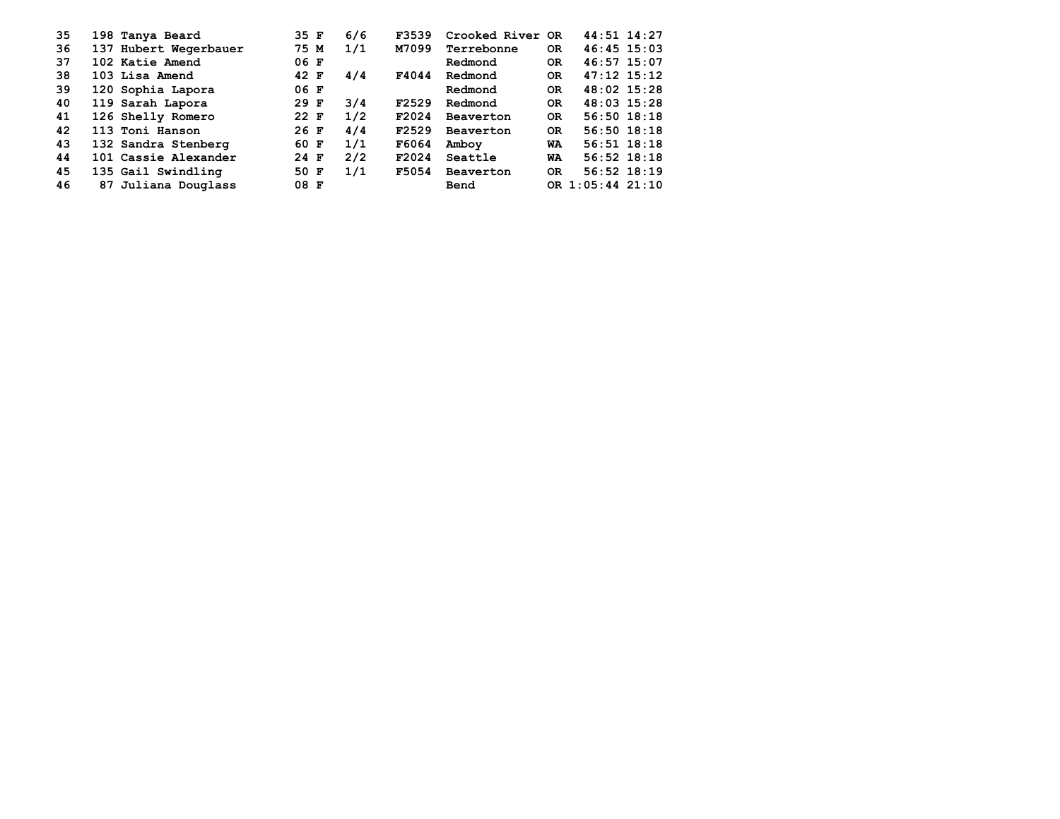| | | | | | | | | | | |
|---|---|---|---|---|---|---|---|---|---|---|
| 35 | 198 | Tanya Beard | 35 | F | 6/6 | F3539 | Crooked River | OR | 44:51 | 14:27 |
| 36 | 137 | Hubert Wegerbauer | 75 | M | 1/1 | M7099 | Terrebonne | OR | 46:45 | 15:03 |
| 37 | 102 | Katie Amend | 06 | F | | | Redmond | OR | 46:57 | 15:07 |
| 38 | 103 | Lisa Amend | 42 | F | 4/4 | F4044 | Redmond | OR | 47:12 | 15:12 |
| 39 | 120 | Sophia Lapora | 06 | F | | | Redmond | OR | 48:02 | 15:28 |
| 40 | 119 | Sarah Lapora | 29 | F | 3/4 | F2529 | Redmond | OR | 48:03 | 15:28 |
| 41 | 126 | Shelly Romero | 22 | F | 1/2 | F2024 | Beaverton | OR | 56:50 | 18:18 |
| 42 | 113 | Toni Hanson | 26 | F | 4/4 | F2529 | Beaverton | OR | 56:50 | 18:18 |
| 43 | 132 | Sandra Stenberg | 60 | F | 1/1 | F6064 | Amboy | WA | 56:51 | 18:18 |
| 44 | 101 | Cassie Alexander | 24 | F | 2/2 | F2024 | Seattle | WA | 56:52 | 18:18 |
| 45 | 135 | Gail Swindling | 50 | F | 1/1 | F5054 | Beaverton | OR | 56:52 | 18:19 |
| 46 | 87 | Juliana Douglass | 08 | F | | | Bend | OR | 1:05:44 | 21:10 |